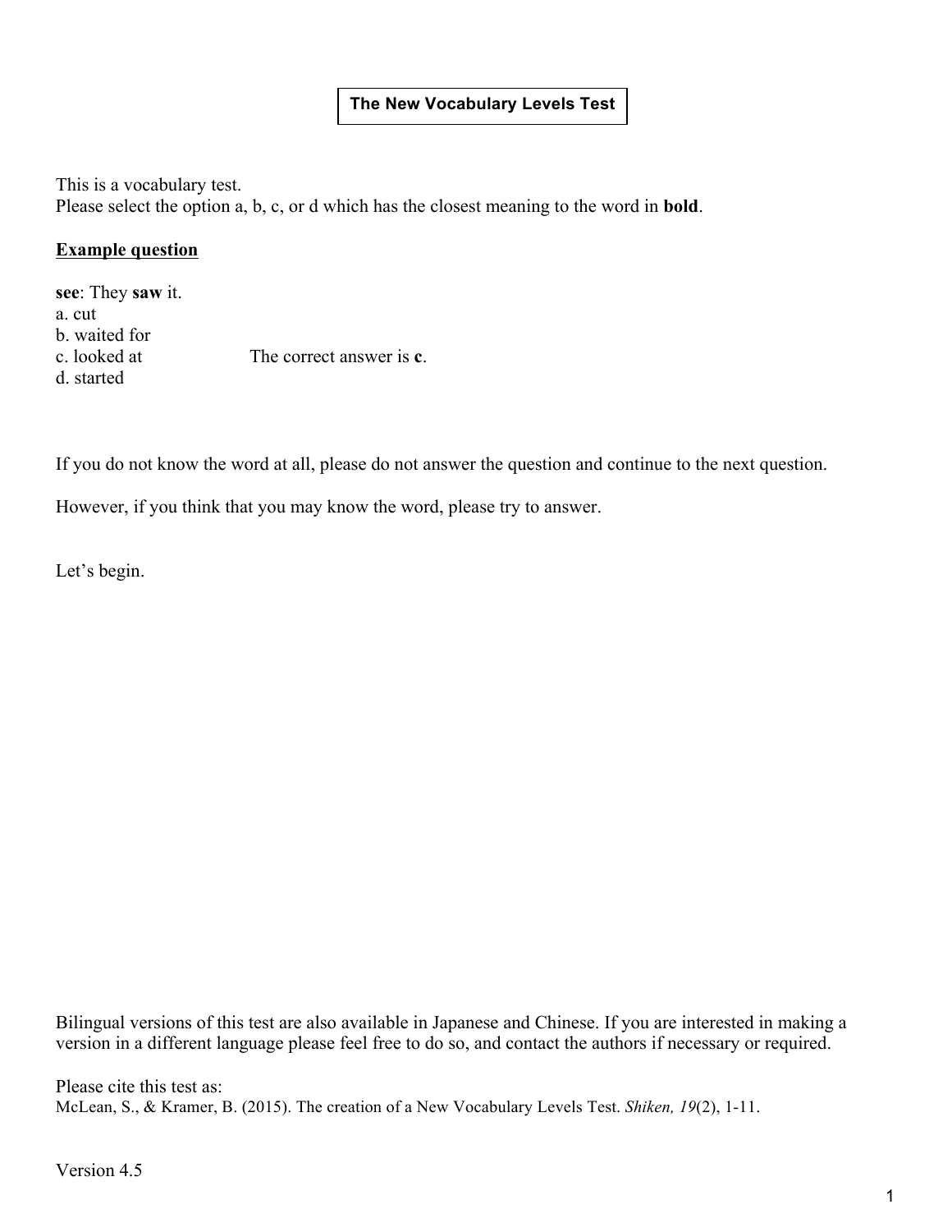# The New Vocabulary Levels Test

This is a vocabulary test.
Please select the option a, b, c, or d which has the closest meaning to the word in **bold**.

**<u>Example question</u>**

**see**: They **saw** it.
a. cut
b. waited for
c. looked at
d. started

The correct answer is **c**.

If you do not know the word at all, please do not answer the question and continue to the next question.

However, if you think that you may know the word, please try to answer.

Let's begin.

Bilingual versions of this test are also available in Japanese and Chinese. If you are interested in making a version in a different language please feel free to do so, and contact the authors if necessary or required.

Please cite this test as:
McLean, S., & Kramer, B. (2015). The creation of a New Vocabulary Levels Test. *Shiken, 19*(2), 1-11.

Version 4.5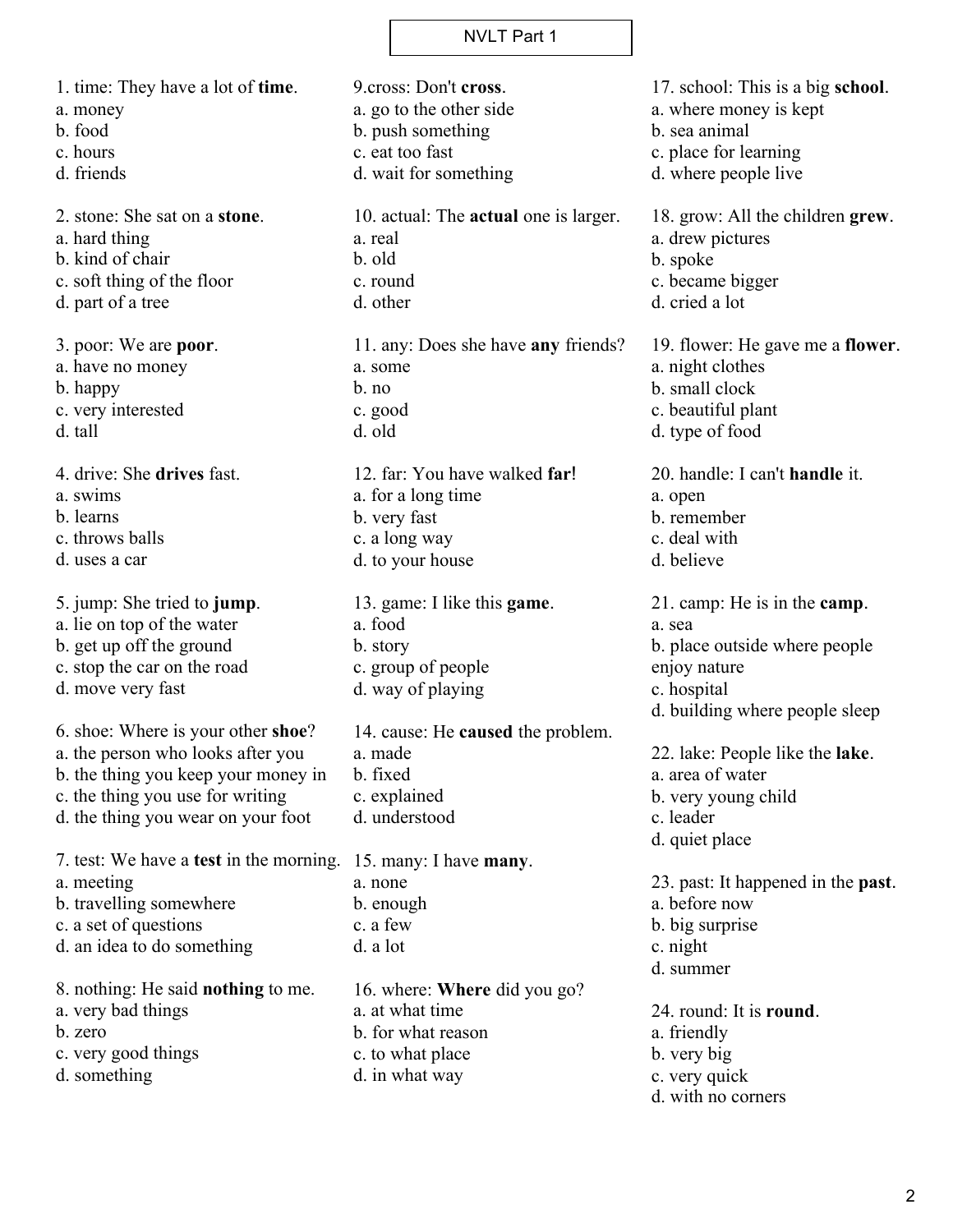NVLT Part 1

1. time: They have a lot of **time**.
a. money
b. food
c. hours
d. friends

2. stone: She sat on a **stone**.
a. hard thing
b. kind of chair
c. soft thing of the floor
d. part of a tree

3. poor: We are **poor**.
a. have no money
b. happy
c. very interested
d. tall

4. drive: She **drives** fast.
a. swims
b. learns
c. throws balls
d. uses a car

5. jump: She tried to **jump**.
a. lie on top of the water
b. get up off the ground
c. stop the car on the road
d. move very fast

6. shoe: Where is your other **shoe**?
a. the person who looks after you
b. the thing you keep your money in
c. the thing you use for writing
d. the thing you wear on your foot

7. test: We have a **test** in the morning.
a. meeting
b. travelling somewhere
c. a set of questions
d. an idea to do something

8. nothing: He said **nothing** to me.
a. very bad things
b. zero
c. very good things
d. something

9.cross: Don't **cross**.
a. go to the other side
b. push something
c. eat too fast
d. wait for something

10. actual: The **actual** one is larger.
a. real
b. old
c. round
d. other

11. any: Does she have **any** friends?
a. some
b. no
c. good
d. old

12. far: You have walked **far**!
a. for a long time
b. very fast
c. a long way
d. to your house

13. game: I like this **game**.
a. food
b. story
c. group of people
d. way of playing

14. cause: He **caused** the problem.
a. made
b. fixed
c. explained
d. understood

15. many: I have **many**.
a. none
b. enough
c. a few
d. a lot

16. where: **Where** did you go?
a. at what time
b. for what reason
c. to what place
d. in what way

17. school: This is a big **school**.
a. where money is kept
b. sea animal
c. place for learning
d. where people live

18. grow: All the children **grew**.
a. drew pictures
b. spoke
c. became bigger
d. cried a lot

19. flower: He gave me a **flower**.
a. night clothes
b. small clock
c. beautiful plant
d. type of food

20. handle: I can't **handle** it.
a. open
b. remember
c. deal with
d. believe

21. camp: He is in the **camp**.
a. sea
b. place outside where people enjoy nature
c. hospital
d. building where people sleep

22. lake: People like the **lake**.
a. area of water
b. very young child
c. leader
d. quiet place

23. past: It happened in the **past**.
a. before now
b. big surprise
c. night
d. summer

24. round: It is **round**.
a. friendly
b. very big
c. very quick
d. with no corners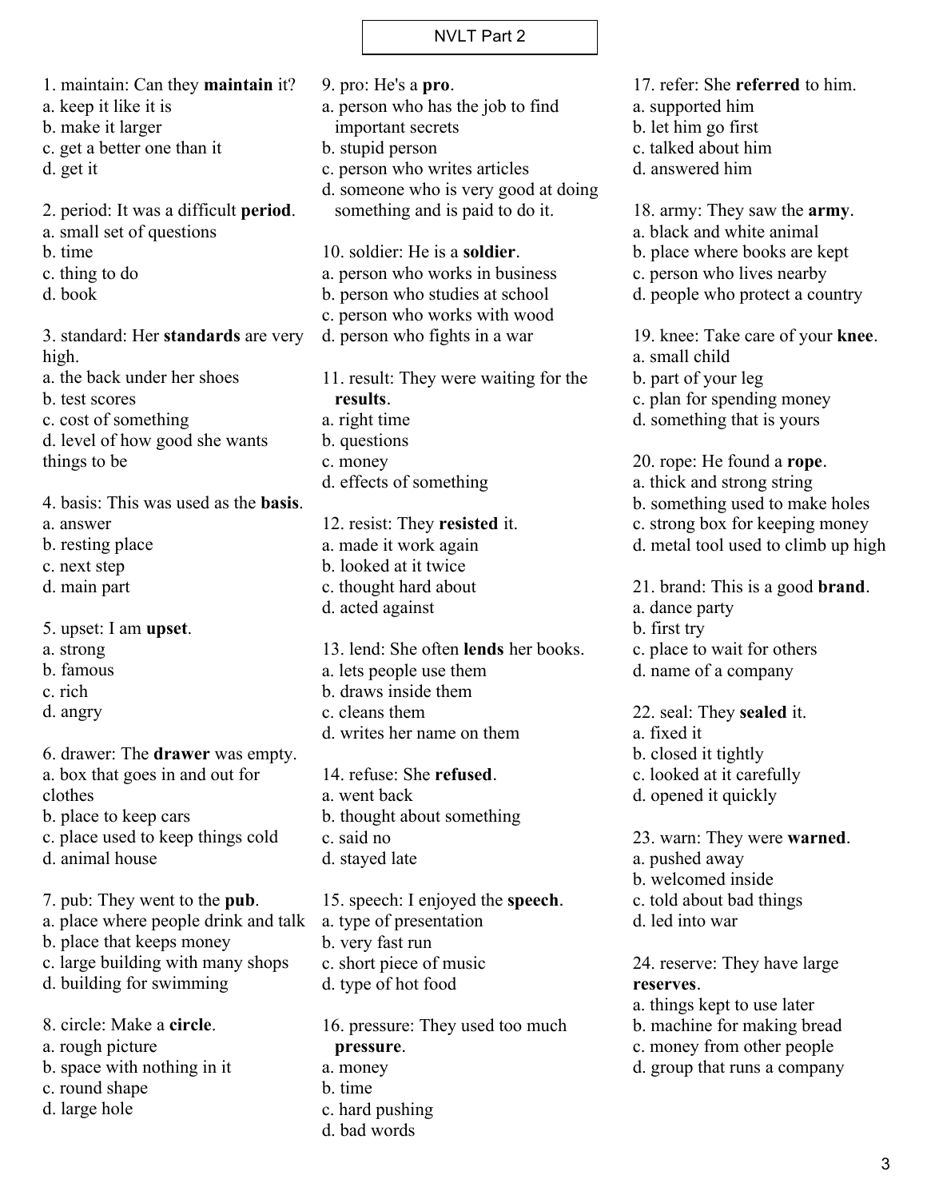NVLT Part 2

1. maintain: Can they **maintain** it?
a. keep it like it is
b. make it larger
c. get a better one than it
d. get it

2. period: It was a difficult **period**.
a. small set of questions
b. time
c. thing to do
d. book

3. standard: Her **standards** are very high.
a. the back under her shoes
b. test scores
c. cost of something
d. level of how good she wants things to be

4. basis: This was used as the **basis**.
a. answer
b. resting place
c. next step
d. main part

5. upset: I am **upset**.
a. strong
b. famous
c. rich
d. angry

6. drawer: The **drawer** was empty.
a. box that goes in and out for clothes
b. place to keep cars
c. place used to keep things cold
d. animal house

7. pub: They went to the **pub**.
a. place where people drink and talk
b. place that keeps money
c. large building with many shops
d. building for swimming

8. circle: Make a **circle**.
a. rough picture
b. space with nothing in it
c. round shape
d. large hole

9. pro: He's a **pro**.
a. person who has the job to find important secrets
b. stupid person
c. person who writes articles
d. someone who is very good at doing something and is paid to do it.

10. soldier: He is a **soldier**.
a. person who works in business
b. person who studies at school
c. person who works with wood
d. person who fights in a war

11. result: They were waiting for the **results**.
a. right time
b. questions
c. money
d. effects of something

12. resist: They **resisted** it.
a. made it work again
b. looked at it twice
c. thought hard about
d. acted against

13. lend: She often **lends** her books.
a. lets people use them
b. draws inside them
c. cleans them
d. writes her name on them

14. refuse: She **refused**.
a. went back
b. thought about something
c. said no
d. stayed late

15. speech: I enjoyed the **speech**.
a. type of presentation
b. very fast run
c. short piece of music
d. type of hot food

16. pressure: They used too much **pressure**.
a. money
b. time
c. hard pushing
d. bad words

17. refer: She **referred** to him.
a. supported him
b. let him go first
c. talked about him
d. answered him

18. army: They saw the **army**.
a. black and white animal
b. place where books are kept
c. person who lives nearby
d. people who protect a country

19. knee: Take care of your **knee**.
a. small child
b. part of your leg
c. plan for spending money
d. something that is yours

20. rope: He found a **rope**.
a. thick and strong string
b. something used to make holes
c. strong box for keeping money
d. metal tool used to climb up high

21. brand: This is a good **brand**.
a. dance party
b. first try
c. place to wait for others
d. name of a company

22. seal: They **sealed** it.
a. fixed it
b. closed it tightly
c. looked at it carefully
d. opened it quickly

23. warn: They were **warned**.
a. pushed away
b. welcomed inside
c. told about bad things
d. led into war

24. reserve: They have large **reserves**.
a. things kept to use later
b. machine for making bread
c. money from other people
d. group that runs a company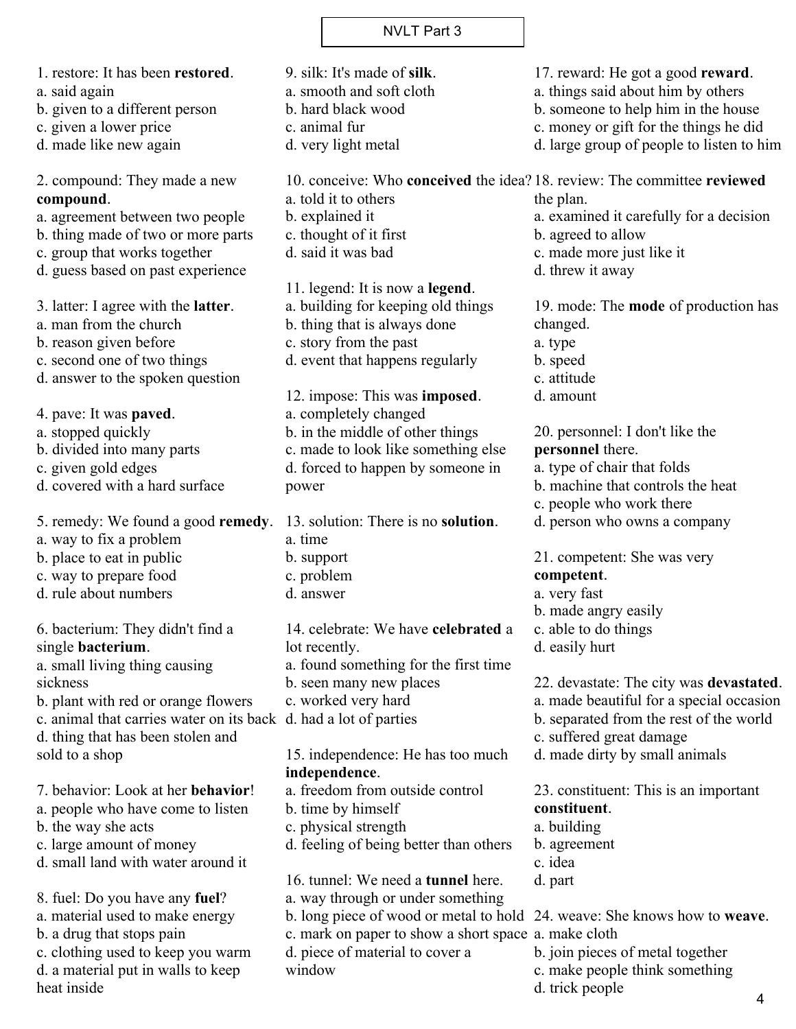# NVLT Part 3

1. restore: It has been **restored**.
a. said again
b. given to a different person
c. given a lower price
d. made like new again

2. compound: They made a new **compound**.
a. agreement between two people
b. thing made of two or more parts
c. group that works together
d. guess based on past experience

3. latter: I agree with the **latter**.
a. man from the church
b. reason given before
c. second one of two things
d. answer to the spoken question

4. pave: It was **paved**.
a. stopped quickly
b. divided into many parts
c. given gold edges
d. covered with a hard surface

5. remedy: We found a good **remedy**.
a. way to fix a problem
b. place to eat in public
c. way to prepare food
d. rule about numbers

6. bacterium: They didn't find a single **bacterium**.
a. small living thing causing sickness
b. plant with red or orange flowers
c. animal that carries water on its back
d. thing that has been stolen and sold to a shop

7. behavior: Look at her **behavior**!
a. people who have come to listen
b. the way she acts
c. large amount of money
d. small land with water around it

8. fuel: Do you have any **fuel**?
a. material used to make energy
b. a drug that stops pain
c. clothing used to keep you warm
d. a material put in walls to keep heat inside

9. silk: It's made of **silk**.
a. smooth and soft cloth
b. hard black wood
c. animal fur
d. very light metal

10. conceive: Who **conceived** the idea?
a. told it to others
b. explained it
c. thought of it first
d. said it was bad

11. legend: It is now a **legend**.
a. building for keeping old things
b. thing that is always done
c. story from the past
d. event that happens regularly

12. impose: This was **imposed**.
a. completely changed
b. in the middle of other things
c. made to look like something else
d. forced to happen by someone in power

13. solution: There is no **solution**.
a. time
b. support
c. problem
d. answer

14. celebrate: We have **celebrated** a lot recently.
a. found something for the first time
b. seen many new places
c. worked very hard
d. had a lot of parties

15. independence: He has too much **independence**.
a. freedom from outside control
b. time by himself
c. physical strength
d. feeling of being better than others

16. tunnel: We need a **tunnel** here.
a. way through or under something
b. long piece of wood or metal to hold
c. mark on paper to show a short space
d. piece of material to cover a window

17. reward: He got a good **reward**.
a. things said about him by others
b. someone to help him in the house
c. money or gift for the things he did
d. large group of people to listen to him

18. review: The committee **reviewed** the plan.
a. examined it carefully for a decision
b. agreed to allow
c. made more just like it
d. threw it away

19. mode: The **mode** of production has changed.
a. type
b. speed
c. attitude
d. amount

20. personnel: I don't like the **personnel** there.
a. type of chair that folds
b. machine that controls the heat
c. people who work there
d. person who owns a company

21. competent: She was very **competent**.
a. very fast
b. made angry easily
c. able to do things
d. easily hurt

22. devastate: The city was **devastated**.
a. made beautiful for a special occasion
b. separated from the rest of the world
c. suffered great damage
d. made dirty by small animals

23. constituent: This is an important **constituent**.
a. building
b. agreement
c. idea
d. part

24. weave: She knows how to **weave**.
a. make cloth
b. join pieces of metal together
c. make people think something
d. trick people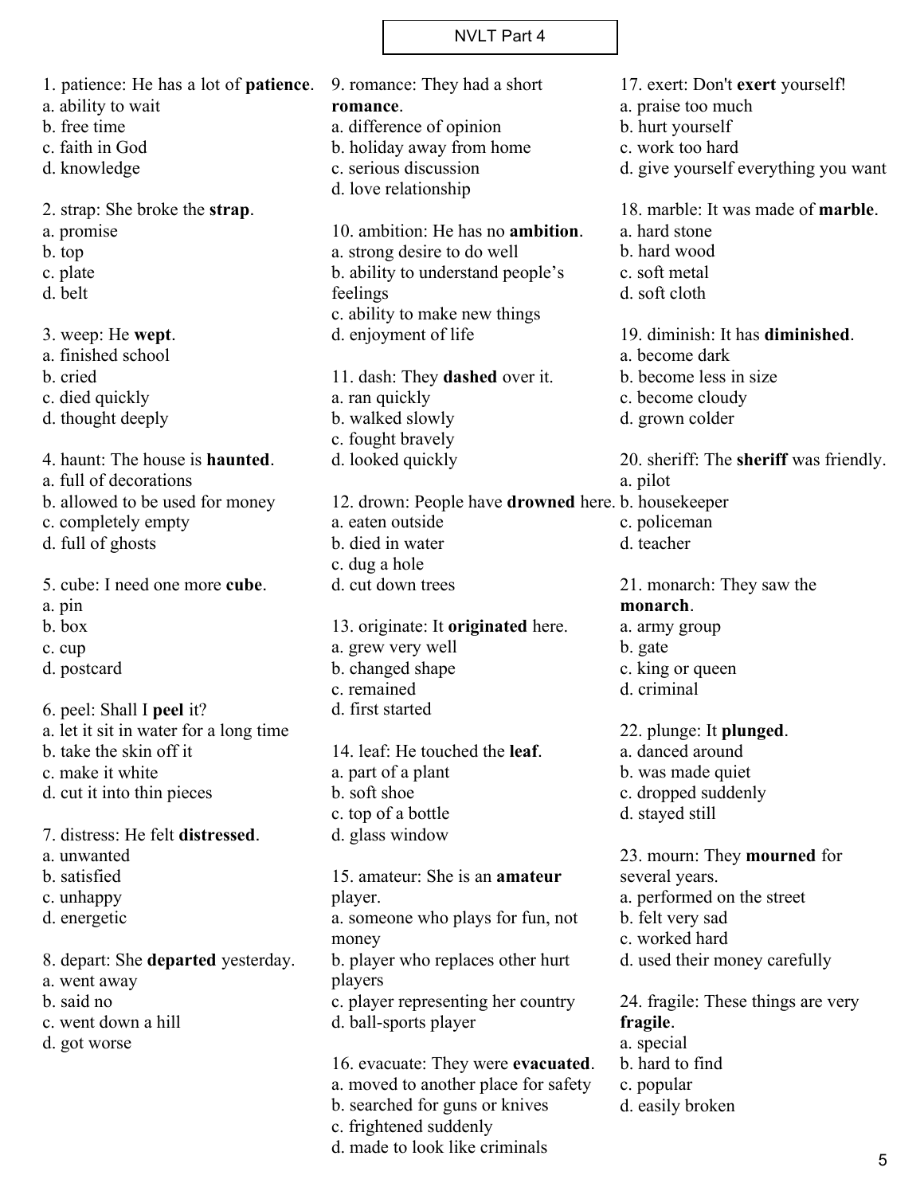# NVLT Part 4

1. patience: He has a lot of **patience**.
a. ability to wait
b. free time
c. faith in God
d. knowledge

2. strap: She broke the **strap**.
a. promise
b. top
c. plate
d. belt

3. weep: He **wept**.
a. finished school
b. cried
c. died quickly
d. thought deeply

4. haunt: The house is **haunted**.
a. full of decorations
b. allowed to be used for money
c. completely empty
d. full of ghosts

5. cube: I need one more **cube**.
a. pin
b. box
c. cup
d. postcard

6. peel: Shall I **peel** it?
a. let it sit in water for a long time
b. take the skin off it
c. make it white
d. cut it into thin pieces

7. distress: He felt **distressed**.
a. unwanted
b. satisfied
c. unhappy
d. energetic

8. depart: She **departed** yesterday.
a. went away
b. said no
c. went down a hill
d. got worse

9. romance: They had a short **romance**.
a. difference of opinion
b. holiday away from home
c. serious discussion
d. love relationship

10. ambition: He has no **ambition**.
a. strong desire to do well
b. ability to understand people's feelings
c. ability to make new things
d. enjoyment of life

11. dash: They **dashed** over it.
a. ran quickly
b. walked slowly
c. fought bravely
d. looked quickly

12. drown: People have **drowned** here.
a. eaten outside
b. died in water
c. dug a hole
d. cut down trees

13. originate: It **originated** here.
a. grew very well
b. changed shape
c. remained
d. first started

14. leaf: He touched the **leaf**.
a. part of a plant
b. soft shoe
c. top of a bottle
d. glass window

15. amateur: She is an **amateur** player.
a. someone who plays for fun, not money
b. player who replaces other hurt players
c. player representing her country
d. ball-sports player

16. evacuate: They were **evacuated**.
a. moved to another place for safety
b. searched for guns or knives
c. frightened suddenly
d. made to look like criminals

17. exert: Don't **exert** yourself!
a. praise too much
b. hurt yourself
c. work too hard
d. give yourself everything you want

18. marble: It was made of **marble**.
a. hard stone
b. hard wood
c. soft metal
d. soft cloth

19. diminish: It has **diminished**.
a. become dark
b. become less in size
c. become cloudy
d. grown colder

20. sheriff: The **sheriff** was friendly.
a. pilot
b. housekeeper
c. policeman
d. teacher

21. monarch: They saw the **monarch**.
a. army group
b. gate
c. king or queen
d. criminal

22. plunge: It **plunged**.
a. danced around
b. was made quiet
c. dropped suddenly
d. stayed still

23. mourn: They **mourned** for several years.
a. performed on the street
b. felt very sad
c. worked hard
d. used their money carefully

24. fragile: These things are very **fragile**.
a. special
b. hard to find
c. popular
d. easily broken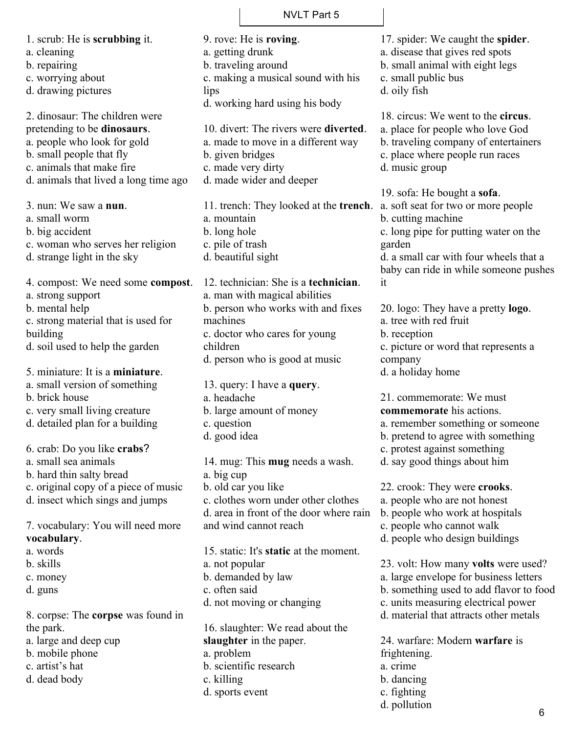NVLT Part 5

1. scrub: He is **scrubbing** it.
a. cleaning
b. repairing
c. worrying about
d. drawing pictures

2. dinosaur: The children were pretending to be **dinosaurs**.
a. people who look for gold
b. small people that fly
c. animals that make fire
d. animals that lived a long time ago

3. nun: We saw a **nun**.
a. small worm
b. big accident
c. woman who serves her religion
d. strange light in the sky

4. compost: We need some **compost**.
a. strong support
b. mental help
c. strong material that is used for building
d. soil used to help the garden

5. miniature: It is a **miniature**.
a. small version of something
b. brick house
c. very small living creature
d. detailed plan for a building

6. crab: Do you like **crabs**?
a. small sea animals
b. hard thin salty bread
c. original copy of a piece of music
d. insect which sings and jumps

7. vocabulary: You will need more **vocabulary**.
a. words
b. skills
c. money
d. guns

8. corpse: The **corpse** was found in the park.
a. large and deep cup
b. mobile phone
c. artist's hat
d. dead body

9. rove: He is **roving**.
a. getting drunk
b. traveling around
c. making a musical sound with his lips
d. working hard using his body

10. divert: The rivers were **diverted**.
a. made to move in a different way
b. given bridges
c. made very dirty
d. made wider and deeper

11. trench: They looked at the **trench**.
a. mountain
b. long hole
c. pile of trash
d. beautiful sight

12. technician: She is a **technician**.
a. man with magical abilities
b. person who works with and fixes machines
c. doctor who cares for young children
d. person who is good at music

13. query: I have a **query**.
a. headache
b. large amount of money
c. question
d. good idea

14. mug: This **mug** needs a wash.
a. big cup
b. old car you like
c. clothes worn under other clothes
d. area in front of the door where rain and wind cannot reach

15. static: It's **static** at the moment.
a. not popular
b. demanded by law
c. often said
d. not moving or changing

16. slaughter: We read about the **slaughter** in the paper.
a. problem
b. scientific research
c. killing
d. sports event

17. spider: We caught the **spider**.
a. disease that gives red spots
b. small animal with eight legs
c. small public bus
d. oily fish

18. circus: We went to the **circus**.
a. place for people who love God
b. traveling company of entertainers
c. place where people run races
d. music group

19. sofa: He bought a **sofa**.
a. soft seat for two or more people
b. cutting machine
c. long pipe for putting water on the garden
d. a small car with four wheels that a baby can ride in while someone pushes it

20. logo: They have a pretty **logo**.
a. tree with red fruit
b. reception
c. picture or word that represents a company
d. a holiday home

21. commemorate: We must **commemorate** his actions.
a. remember something or someone
b. pretend to agree with something
c. protest against something
d. say good things about him

22. crook: They were **crooks**.
a. people who are not honest
b. people who work at hospitals
c. people who cannot walk
d. people who design buildings

23. volt: How many **volts** were used?
a. large envelope for business letters
b. something used to add flavor to food
c. units measuring electrical power
d. material that attracts other metals

24. warfare: Modern **warfare** is frightening.
a. crime
b. dancing
c. fighting
d. pollution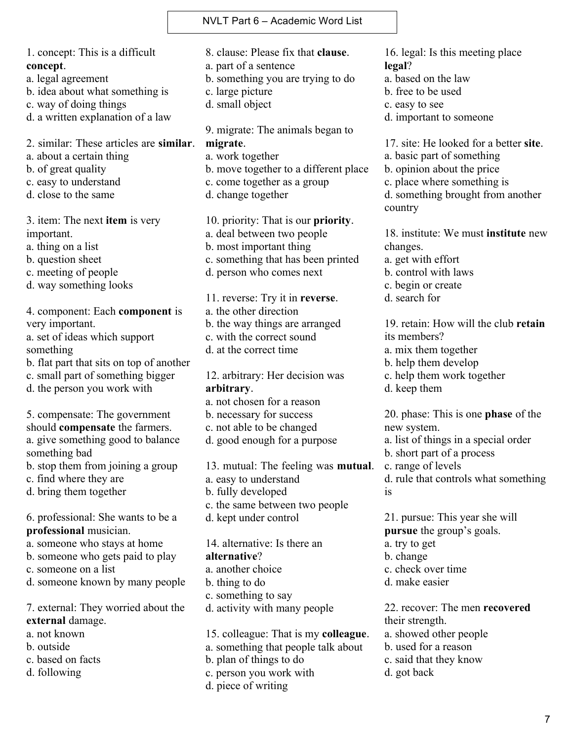# NVLT Part 6 – Academic Word List

1. concept: This is a difficult **concept**.
a. legal agreement
b. idea about what something is
c. way of doing things
d. a written explanation of a law

2. similar: These articles are **similar**.
a. about a certain thing
b. of great quality
c. easy to understand
d. close to the same

3. item: The next **item** is very important.
a. thing on a list
b. question sheet
c. meeting of people
d. way something looks

4. component: Each **component** is very important.
a. set of ideas which support something
b. flat part that sits on top of another
c. small part of something bigger
d. the person you work with

5. compensate: The government should **compensate** the farmers.
a. give something good to balance something bad
b. stop them from joining a group
c. find where they are
d. bring them together

6. professional: She wants to be a **professional** musician.
a. someone who stays at home
b. someone who gets paid to play
c. someone on a list
d. someone known by many people

7. external: They worried about the **external** damage.
a. not known
b. outside
c. based on facts
d. following

8. clause: Please fix that **clause**.
a. part of a sentence
b. something you are trying to do
c. large picture
d. small object

9. migrate: The animals began to **migrate**.
a. work together
b. move together to a different place
c. come together as a group
d. change together

10. priority: That is our **priority**.
a. deal between two people
b. most important thing
c. something that has been printed
d. person who comes next

11. reverse: Try it in **reverse**.
a. the other direction
b. the way things are arranged
c. with the correct sound
d. at the correct time

12. arbitrary: Her decision was **arbitrary**.
a. not chosen for a reason
b. necessary for success
c. not able to be changed
d. good enough for a purpose

13. mutual: The feeling was **mutual**.
a. easy to understand
b. fully developed
c. the same between two people
d. kept under control

14. alternative: Is there an **alternative**?
a. another choice
b. thing to do
c. something to say
d. activity with many people

15. colleague: That is my **colleague**.
a. something that people talk about
b. plan of things to do
c. person you work with
d. piece of writing

16. legal: Is this meeting place **legal**?
a. based on the law
b. free to be used
c. easy to see
d. important to someone

17. site: He looked for a better **site**.
a. basic part of something
b. opinion about the price
c. place where something is
d. something brought from another country

18. institute: We must **institute** new changes.
a. get with effort
b. control with laws
c. begin or create
d. search for

19. retain: How will the club **retain** its members?
a. mix them together
b. help them develop
c. help them work together
d. keep them

20. phase: This is one **phase** of the new system.
a. list of things in a special order
b. short part of a process
c. range of levels
d. rule that controls what something is

21. pursue: This year she will **pursue** the group's goals.
a. try to get
b. change
c. check over time
d. make easier

22. recover: The men **recovered** their strength.
a. showed other people
b. used for a reason
c. said that they know
d. got back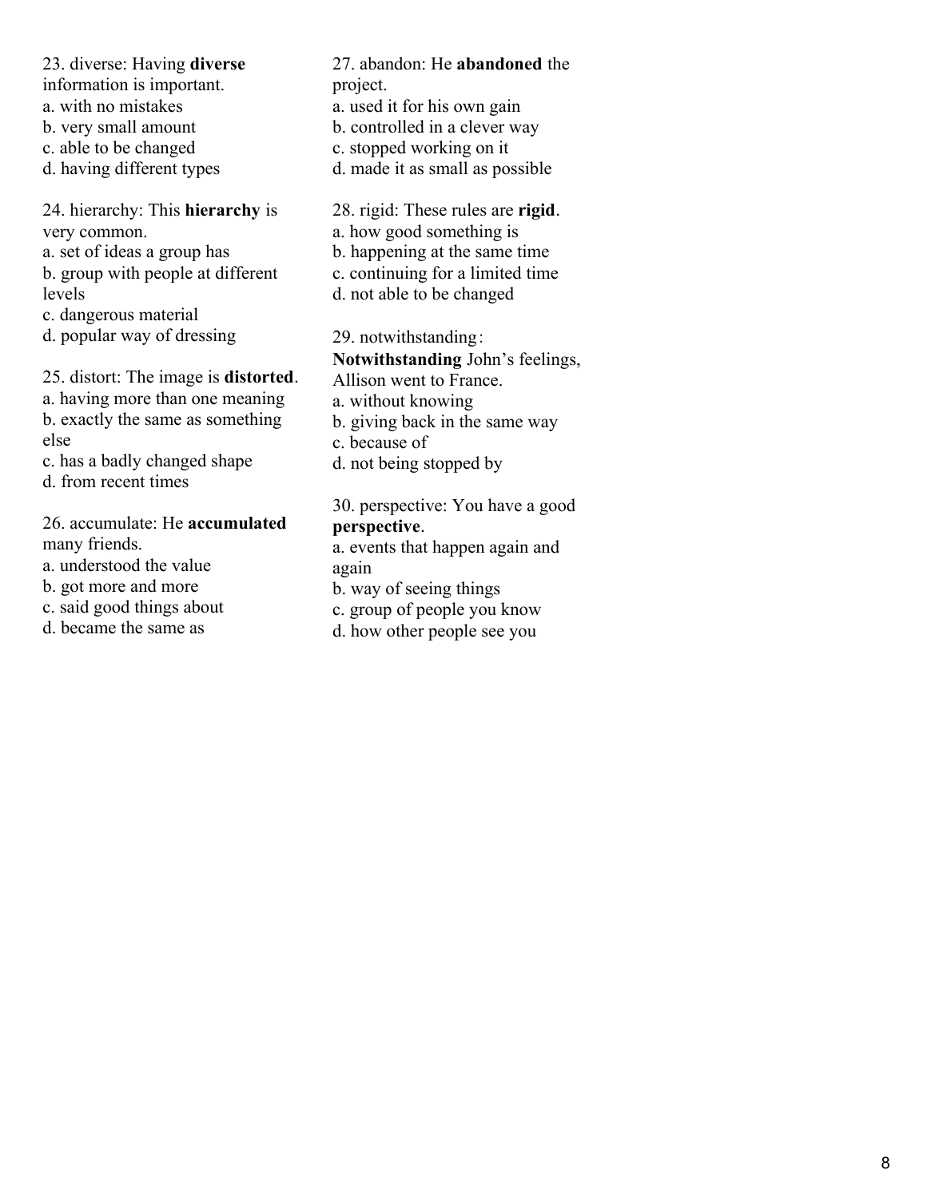23. diverse: Having **diverse** information is important.
a. with no mistakes
b. very small amount
c. able to be changed
d. having different types

24. hierarchy: This **hierarchy** is very common.
a. set of ideas a group has
b. group with people at different levels
c. dangerous material
d. popular way of dressing

25. distort: The image is **distorted**.
a. having more than one meaning
b. exactly the same as something else
c. has a badly changed shape
d. from recent times

26. accumulate: He **accumulated** many friends.
a. understood the value
b. got more and more
c. said good things about
d. became the same as

27. abandon: He **abandoned** the project.
a. used it for his own gain
b. controlled in a clever way
c. stopped working on it
d. made it as small as possible

28. rigid: These rules are **rigid**.
a. how good something is
b. happening at the same time
c. continuing for a limited time
d. not able to be changed

29. notwithstanding: **Notwithstanding** John's feelings, Allison went to France.
a. without knowing
b. giving back in the same way
c. because of
d. not being stopped by

30. perspective: You have a good **perspective**.
a. events that happen again and again
b. way of seeing things
c. group of people you know
d. how other people see you